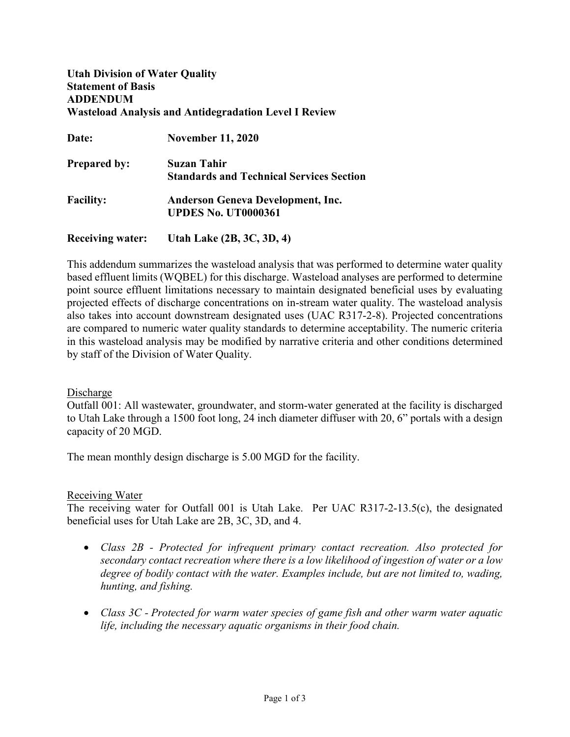**Utah Division of Water Quality**
**Statement of Basis**
**ADDENDUM**
**Wasteload Analysis and Antidegradation Level I Review**

| | |
|---|---|
| **Date:** | **November 11, 2020** |
| **Prepared by:** | **Suzan Tahir**<br>**Standards and Technical Services Section** |
| **Facility:** | **Anderson Geneva Development, Inc.**<br>**UPDES No. UT0000361** |
| **Receiving water:** | **Utah Lake (2B, 3C, 3D, 4)** |

This addendum summarizes the wasteload analysis that was performed to determine water quality based effluent limits (WQBEL) for this discharge. Wasteload analyses are performed to determine point source effluent limitations necessary to maintain designated beneficial uses by evaluating projected effects of discharge concentrations on in-stream water quality. The wasteload analysis also takes into account downstream designated uses (UAC R317-2-8). Projected concentrations are compared to numeric water quality standards to determine acceptability. The numeric criteria in this wasteload analysis may be modified by narrative criteria and other conditions determined by staff of the Division of Water Quality.

<u>Discharge</u>

Outfall 001: All wastewater, groundwater, and storm-water generated at the facility is discharged to Utah Lake through a 1500 foot long, 24 inch diameter diffuser with 20, 6" portals with a design capacity of 20 MGD.

The mean monthly design discharge is 5.00 MGD for the facility.

<u>Receiving Water</u>

The receiving water for Outfall 001 is Utah Lake. Per UAC R317-2-13.5(c), the designated beneficial uses for Utah Lake are 2B, 3C, 3D, and 4.

- *Class 2B - Protected for infrequent primary contact recreation. Also protected for secondary contact recreation where there is a low likelihood of ingestion of water or a low degree of bodily contact with the water. Examples include, but are not limited to, wading, hunting, and fishing.*

- *Class 3C - Protected for warm water species of game fish and other warm water aquatic life, including the necessary aquatic organisms in their food chain.*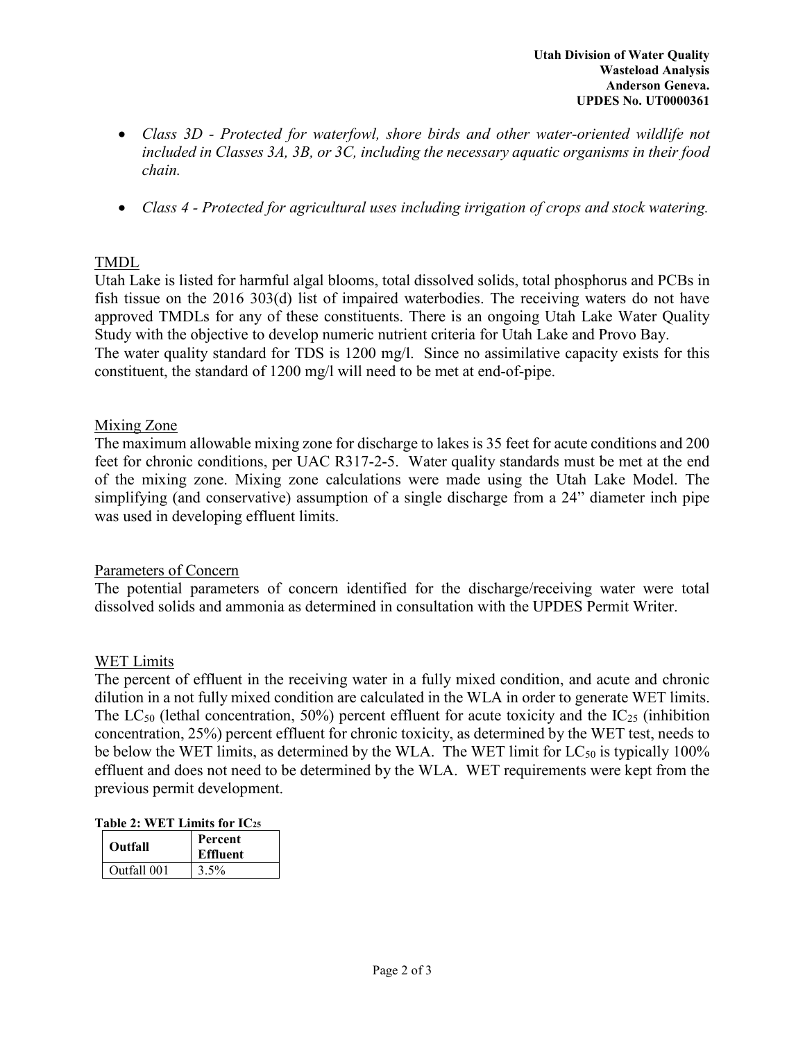- *Class 3D - Protected for waterfowl, shore birds and other water-oriented wildlife not included in Classes 3A, 3B, or 3C, including the necessary aquatic organisms in their food chain.*

- *Class 4 - Protected for agricultural uses including irrigation of crops and stock watering.*

## TMDL

Utah Lake is listed for harmful algal blooms, total dissolved solids, total phosphorus and PCBs in fish tissue on the 2016 303(d) list of impaired waterbodies. The receiving waters do not have approved TMDLs for any of these constituents. There is an ongoing Utah Lake Water Quality Study with the objective to develop numeric nutrient criteria for Utah Lake and Provo Bay.
The water quality standard for TDS is 1200 mg/l. Since no assimilative capacity exists for this constituent, the standard of 1200 mg/l will need to be met at end-of-pipe.

## Mixing Zone

The maximum allowable mixing zone for discharge to lakes is 35 feet for acute conditions and 200 feet for chronic conditions, per UAC R317-2-5. Water quality standards must be met at the end of the mixing zone. Mixing zone calculations were made using the Utah Lake Model. The simplifying (and conservative) assumption of a single discharge from a 24" diameter inch pipe was used in developing effluent limits.

## Parameters of Concern

The potential parameters of concern identified for the discharge/receiving water were total dissolved solids and ammonia as determined in consultation with the UPDES Permit Writer.

## WET Limits

The percent of effluent in the receiving water in a fully mixed condition, and acute and chronic dilution in a not fully mixed condition are calculated in the WLA in order to generate WET limits. The $LC_{50}$ (lethal concentration, 50%) percent effluent for acute toxicity and the $IC_{25}$ (inhibition concentration, 25%) percent effluent for chronic toxicity, as determined by the WET test, needs to be below the WET limits, as determined by the WLA. The WET limit for $LC_{50}$ is typically 100% effluent and does not need to be determined by the WLA. WET requirements were kept from the previous permit development.

**Table 2: WET Limits for $IC_{25}$**

| Outfall | Percent Effluent |
|---|---|
| Outfall 001 | 3.5% |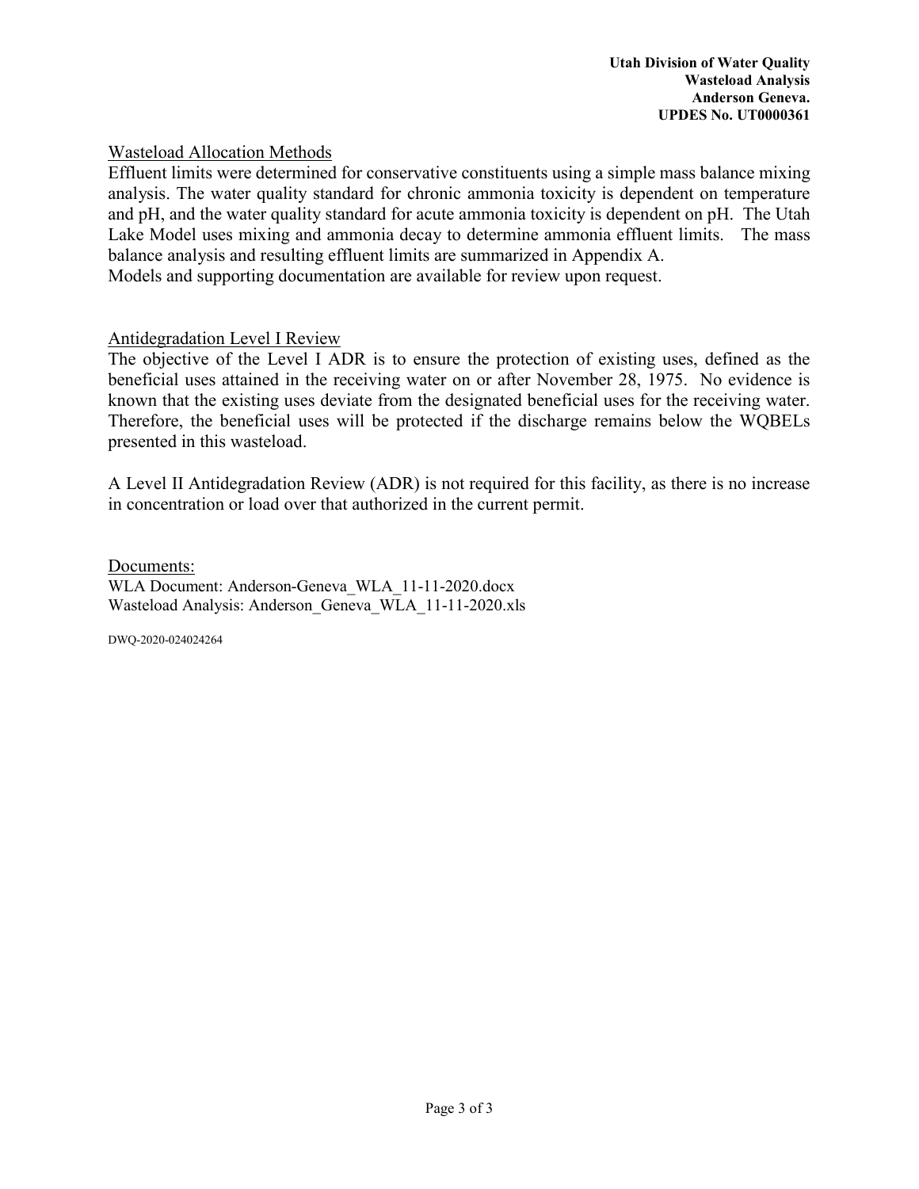Wasteload Allocation Methods

Effluent limits were determined for conservative constituents using a simple mass balance mixing analysis. The water quality standard for chronic ammonia toxicity is dependent on temperature and pH, and the water quality standard for acute ammonia toxicity is dependent on pH. The Utah Lake Model uses mixing and ammonia decay to determine ammonia effluent limits. The mass balance analysis and resulting effluent limits are summarized in Appendix A.

Models and supporting documentation are available for review upon request.

Antidegradation Level I Review

The objective of the Level I ADR is to ensure the protection of existing uses, defined as the beneficial uses attained in the receiving water on or after November 28, 1975. No evidence is known that the existing uses deviate from the designated beneficial uses for the receiving water. Therefore, the beneficial uses will be protected if the discharge remains below the WQBELs presented in this wasteload.

A Level II Antidegradation Review (ADR) is not required for this facility, as there is no increase in concentration or load over that authorized in the current permit.

Documents:

WLA Document: Anderson-Geneva_WLA_11-11-2020.docx

Wasteload Analysis: Anderson_Geneva_WLA_11-11-2020.xls

DWQ-2020-024024264